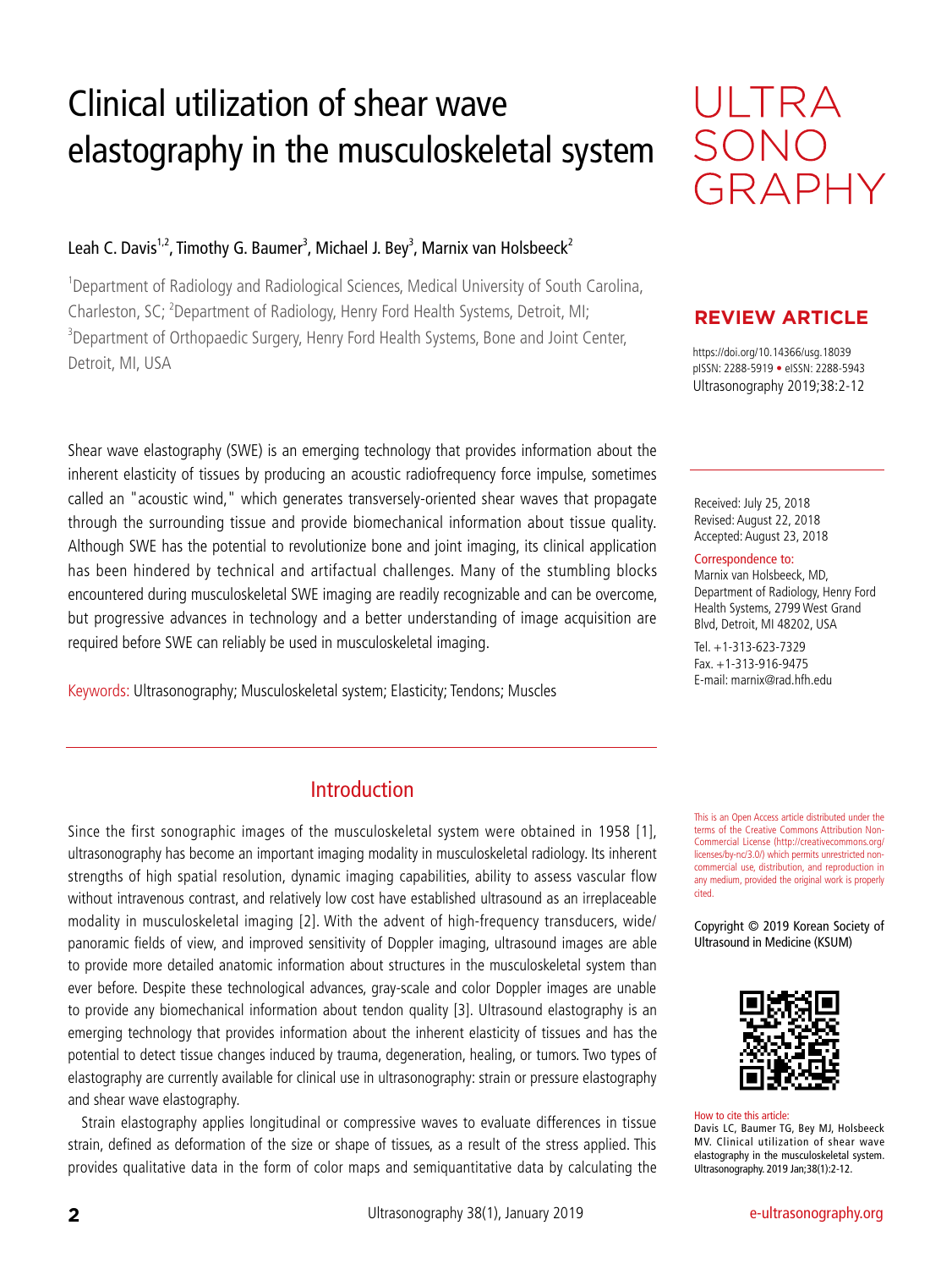# Clinical utilization of shear wave elastography in the musculoskeletal system

ULTRASONOGRAPHY

Leah C. Davis[1,2], Timothy G. Baumer[3], Michael J. Bey[3], Marnix van Holsbeeck[2]

[1]Department of Radiology and Radiological Sciences, Medical University of South Carolina, Charleston, SC; [2]Department of Radiology, Henry Ford Health Systems, Detroit, MI; [3]Department of Orthopaedic Surgery, Henry Ford Health Systems, Bone and Joint Center, Detroit, MI, USA

**REVIEW ARTICLE**

https://doi.org/10.14366/usg.18039
pISSN: 2288-5919 • eISSN: 2288-5943
Ultrasonography 2019;38:2-12

Received: July 25, 2018
Revised: August 22, 2018
Accepted: August 23, 2018

Correspondence to:
Marnix van Holsbeeck, MD, Department of Radiology, Henry Ford Health Systems, 2799 West Grand Blvd, Detroit, MI 48202, USA

Tel. +1-313-623-7329
Fax. +1-313-916-9475
E-mail: marnix@rad.hfh.edu

This is an Open Access article distributed under the terms of the Creative Commons Attribution Non-Commercial License (http://creativecommons.org/licenses/by-nc/3.0/) which permits unrestricted non-commercial use, distribution, and reproduction in any medium, provided the original work is properly cited.

Copyright © 2019 Korean Society of Ultrasound in Medicine (KSUM)

How to cite this article:
Davis LC, Baumer TG, Bey MJ, Holsbeeck MV. Clinical utilization of shear wave elastography in the musculoskeletal system. Ultrasonography. 2019 Jan;38(1):2-12.

Shear wave elastography (SWE) is an emerging technology that provides information about the inherent elasticity of tissues by producing an acoustic radiofrequency force impulse, sometimes called an "acoustic wind," which generates transversely-oriented shear waves that propagate through the surrounding tissue and provide biomechanical information about tissue quality. Although SWE has the potential to revolutionize bone and joint imaging, its clinical application has been hindered by technical and artifactual challenges. Many of the stumbling blocks encountered during musculoskeletal SWE imaging are readily recognizable and can be overcome, but progressive advances in technology and a better understanding of image acquisition are required before SWE can reliably be used in musculoskeletal imaging.

Keywords: Ultrasonography; Musculoskeletal system; Elasticity; Tendons; Muscles

## Introduction

Since the first sonographic images of the musculoskeletal system were obtained in 1958 [1], ultrasonography has become an important imaging modality in musculoskeletal radiology. Its inherent strengths of high spatial resolution, dynamic imaging capabilities, ability to assess vascular flow without intravenous contrast, and relatively low cost have established ultrasound as an irreplaceable modality in musculoskeletal imaging [2]. With the advent of high-frequency transducers, wide/panoramic fields of view, and improved sensitivity of Doppler imaging, ultrasound images are able to provide more detailed anatomic information about structures in the musculoskeletal system than ever before. Despite these technological advances, gray-scale and color Doppler images are unable to provide any biomechanical information about tendon quality [3]. Ultrasound elastography is an emerging technology that provides information about the inherent elasticity of tissues and has the potential to detect tissue changes induced by trauma, degeneration, healing, or tumors. Two types of elastography are currently available for clinical use in ultrasonography: strain or pressure elastography and shear wave elastography.

Strain elastography applies longitudinal or compressive waves to evaluate differences in tissue strain, defined as deformation of the size or shape of tissues, as a result of the stress applied. This provides qualitative data in the form of color maps and semiquantitative data by calculating the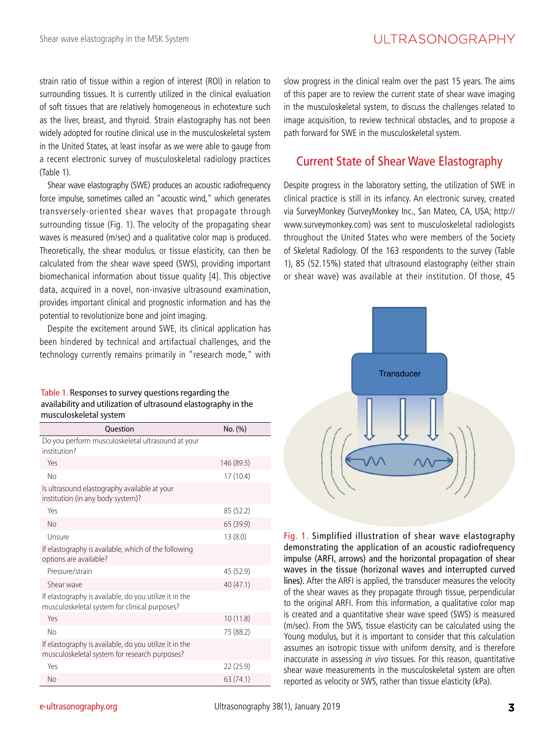strain ratio of tissue within a region of interest (ROI) in relation to surrounding tissues. It is currently utilized in the clinical evaluation of soft tissues that are relatively homogeneous in echotexture such as the liver, breast, and thyroid. Strain elastography has not been widely adopted for routine clinical use in the musculoskeletal system in the United States, at least insofar as we were able to gauge from a recent electronic survey of musculoskeletal radiology practices (Table 1).

Shear wave elastography (SWE) produces an acoustic radiofrequency force impulse, sometimes called an "acoustic wind," which generates transversely-oriented shear waves that propagate through surrounding tissue (Fig. 1). The velocity of the propagating shear waves is measured (m/sec) and a qualitative color map is produced. Theoretically, the shear modulus, or tissue elasticity, can then be calculated from the shear wave speed (SWS), providing important biomechanical information about tissue quality [4]. This objective data, acquired in a novel, non-invasive ultrasound examination, provides important clinical and prognostic information and has the potential to revolutionize bone and joint imaging.

Despite the excitement around SWE, its clinical application has been hindered by technical and artifactual challenges, and the technology currently remains primarily in "research mode," with slow progress in the clinical realm over the past 15 years. The aims of this paper are to review the current state of shear wave imaging in the musculoskeletal system, to discuss the challenges related to image acquisition, to review technical obstacles, and to propose a path forward for SWE in the musculoskeletal system.

Table 1. Responses to survey questions regarding the availability and utilization of ultrasound elastography in the musculoskeletal system

| Question | No. (%) |
|---|---|
| Do you perform musculoskeletal ultrasound at your institution? | |
| Yes | 146 (89.5) |
| No | 17 (10.4) |
| Is ultrasound elastography available at your institution (in any body system)? | |
| Yes | 85 (52.2) |
| No | 65 (39.9) |
| Unsure | 13 (8.0) |
| If elastography is available, which of the following options are available? | |
| Pressure/strain | 45 (52.9) |
| Shear wave | 40 (47.1) |
| If elastography is available, do you utilize it in the musculoskeletal system for clinical purposes? | |
| Yes | 10 (11.8) |
| No | 75 (88.2) |
| If elastography is available, do you utilize it in the musculoskeletal system for research purposes? | |
| Yes | 22 (25.9) |
| No | 63 (74.1) |

## Current State of Shear Wave Elastography

Despite progress in the laboratory setting, the utilization of SWE in clinical practice is still in its infancy. An electronic survey, created via SurveyMonkey (SurveyMonkey Inc., San Mateo, CA, USA; http://www.surveymonkey.com) was sent to musculoskeletal radiologists throughout the United States who were members of the Society of Skeletal Radiology. Of the 163 respondents to the survey (Table 1), 85 (52.15%) stated that ultrasound elastography (either strain or shear wave) was available at their institution. Of those, 45

Fig. 1. Simplified illustration of shear wave elastography demonstrating the application of an acoustic radiofrequency impulse (ARFI, arrows) and the horizontal propagation of shear waves in the tissue (horizontal waves and interrupted curved lines). After the ARFI is applied, the transducer measures the velocity of the shear waves as they propagate through tissue, perpendicular to the original ARFI. From this information, a qualitative color map is created and a quantitative shear wave speed (SWS) is measured (m/sec). From the SWS, tissue elasticity can be calculated using the Young modulus, but it is important to consider that this calculation assumes an isotropic tissue with uniform density, and is therefore inaccurate in assessing *in vivo* tissues. For this reason, quantitative shear wave measurements in the musculoskeletal system are often reported as velocity or SWS, rather than tissue elasticity (kPa).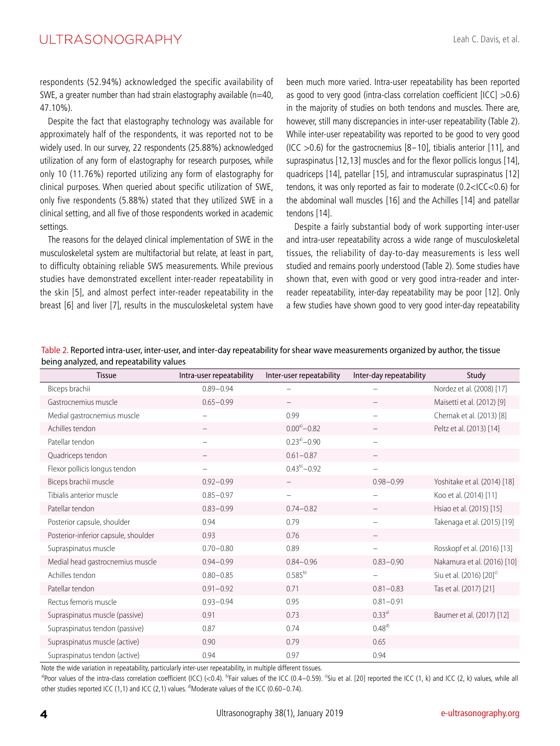respondents (52.94%) acknowledged the specific availability of SWE, a greater number than had strain elastography available (n=40, 47.10%).

Despite the fact that elastography technology was available for approximately half of the respondents, it was reported not to be widely used. In our survey, 22 respondents (25.88%) acknowledged utilization of any form of elastography for research purposes, while only 10 (11.76%) reported utilizing any form of elastography for clinical purposes. When queried about specific utilization of SWE, only five respondents (5.88%) stated that they utilized SWE in a clinical setting, and all five of those respondents worked in academic settings.

The reasons for the delayed clinical implementation of SWE in the musculoskeletal system are multifactorial but relate, at least in part, to difficulty obtaining reliable SWS measurements. While previous studies have demonstrated excellent inter-reader repeatability in the skin [5], and almost perfect inter-reader repeatability in the breast [6] and liver [7], results in the musculoskeletal system have been much more varied. Intra-user repeatability has been reported as good to very good (intra-class correlation coefficient [ICC] >0.6) in the majority of studies on both tendons and muscles. There are, however, still many discrepancies in inter-user repeatability (Table 2). While inter-user repeatability was reported to be good to very good (ICC >0.6) for the gastrocnemius [8–10], tibialis anterior [11], and supraspinatus [12,13] muscles and for the flexor pollicis longus [14], quadriceps [14], patellar [15], and intramuscular supraspinatus [12] tendons, it was only reported as fair to moderate (0.2<ICC<0.6) for the abdominal wall muscles [16] and the Achilles [14] and patellar tendons [14].

Despite a fairly substantial body of work supporting inter-user and intra-user repeatability across a wide range of musculoskeletal tissues, the reliability of day-to-day measurements is less well studied and remains poorly understood (Table 2). Some studies have shown that, even with good or very good intra-reader and inter-reader repeatability, inter-day repeatability may be poor [12]. Only a few studies have shown good to very good inter-day repeatability

Table 2. Reported intra-user, inter-user, and inter-day repeatability for shear wave measurements organized by author, the tissue being analyzed, and repeatability values

| Tissue | Intra-user repeatability | Inter-user repeatability | Inter-day repeatability | Study |
|---|---|---|---|---|
| Biceps brachii | 0.89–0.94 | – | – | Nordez et al. (2008) [17] |
| Gastrocnemius muscle | 0.65–0.99 | – | – | Maisetti et al. (2012) [9] |
| Medial gastrocnemius muscle | – | 0.99 | – | Chernak et al. (2013) [8] |
| Achilles tendon | – | 0.00[a]–0.82 | – | Peltz et al. (2013) [14] |
| Patellar tendon | – | 0.23[a]–0.90 | – | |
| Quadriceps tendon | – | 0.61–0.87 | – | |
| Flexor pollicis longus tendon | – | 0.43[b]–0.92 | – | |
| Biceps brachii muscle | 0.92–0.99 | – | 0.98–0.99 | Yoshitake et al. (2014) [18] |
| Tibialis anterior muscle | 0.85–0.97 | – | – | Koo et al. (2014) [11] |
| Patellar tendon | 0.83–0.99 | 0.74–0.82 | – | Hsiao et al. (2015) [15] |
| Posterior capsule, shoulder | 0.94 | 0.79 | – | Takenaga et al. (2015) [19] |
| Posterior-inferior capsule, shoulder | 0.93 | 0.76 | – | |
| Supraspinatus muscle | 0.70–0.80 | 0.89 | – | Rosskopf et al. (2016) [13] |
| Medial head gastrocnemius muscle | 0.94–0.99 | 0.84–0.96 | 0.83–0.90 | Nakamura et al. (2016) [10] |
| Achilles tendon | 0.80–0.85 | 0.585[b] | – | Siu et al. (2016) [20][c] |
| Patellar tendon | 0.91–0.92 | 0.71 | 0.81–0.83 | Tas et al. (2017) [21] |
| Rectus femoris muscle | 0.93–0.94 | 0.95 | 0.81–0.91 | |
| Supraspinatus muscle (passive) | 0.91 | 0.73 | 0.33[a] | Baumer et al. (2017) [12] |
| Supraspinatus tendon (passive) | 0.87 | 0.74 | 0.48[d] | |
| Supraspinatus muscle (active) | 0.90 | 0.79 | 0.65 | |
| Supraspinatus tendon (active) | 0.94 | 0.97 | 0.94 | |

Note the wide variation in repeatability, particularly inter-user repeatability, in multiple different tissues.

[a]Poor values of the intra-class correlation coefficient (ICC) (<0.4). [b]Fair values of the ICC (0.4–0.59). [c]Siu et al. [20] reported the ICC (1, k) and ICC (2, k) values, while all other studies reported ICC (1,1) and ICC (2,1) values. [d]Moderate values of the ICC (0.60–0.74).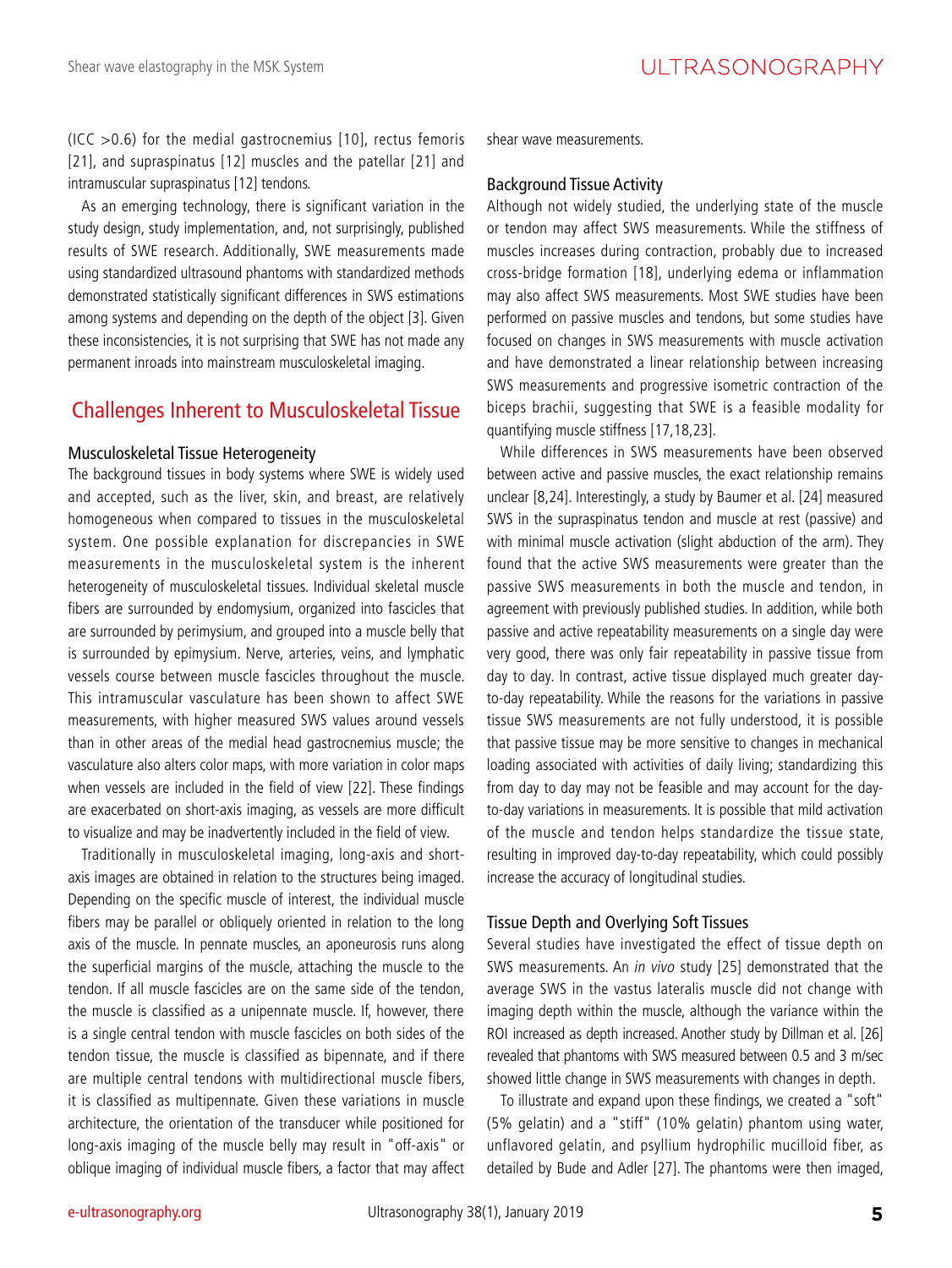(ICC >0.6) for the medial gastrocnemius [10], rectus femoris [21], and supraspinatus [12] muscles and the patellar [21] and intramuscular supraspinatus [12] tendons.

As an emerging technology, there is significant variation in the study design, study implementation, and, not surprisingly, published results of SWE research. Additionally, SWE measurements made using standardized ultrasound phantoms with standardized methods demonstrated statistically significant differences in SWS estimations among systems and depending on the depth of the object [3]. Given these inconsistencies, it is not surprising that SWE has not made any permanent inroads into mainstream musculoskeletal imaging.

## Challenges Inherent to Musculoskeletal Tissue

### Musculoskeletal Tissue Heterogeneity

The background tissues in body systems where SWE is widely used and accepted, such as the liver, skin, and breast, are relatively homogeneous when compared to tissues in the musculoskeletal system. One possible explanation for discrepancies in SWE measurements in the musculoskeletal system is the inherent heterogeneity of musculoskeletal tissues. Individual skeletal muscle fibers are surrounded by endomysium, organized into fascicles that are surrounded by perimysium, and grouped into a muscle belly that is surrounded by epimysium. Nerve, arteries, veins, and lymphatic vessels course between muscle fascicles throughout the muscle. This intramuscular vasculature has been shown to affect SWE measurements, with higher measured SWS values around vessels than in other areas of the medial head gastrocnemius muscle; the vasculature also alters color maps, with more variation in color maps when vessels are included in the field of view [22]. These findings are exacerbated on short-axis imaging, as vessels are more difficult to visualize and may be inadvertently included in the field of view.

Traditionally in musculoskeletal imaging, long-axis and short-axis images are obtained in relation to the structures being imaged. Depending on the specific muscle of interest, the individual muscle fibers may be parallel or obliquely oriented in relation to the long axis of the muscle. In pennate muscles, an aponeurosis runs along the superficial margins of the muscle, attaching the muscle to the tendon. If all muscle fascicles are on the same side of the tendon, the muscle is classified as a unipennate muscle. If, however, there is a single central tendon with muscle fascicles on both sides of the tendon tissue, the muscle is classified as bipennate, and if there are multiple central tendons with multidirectional muscle fibers, it is classified as multipennate. Given these variations in muscle architecture, the orientation of the transducer while positioned for long-axis imaging of the muscle belly may result in "off-axis" or oblique imaging of individual muscle fibers, a factor that may affect shear wave measurements.

### Background Tissue Activity

Although not widely studied, the underlying state of the muscle or tendon may affect SWS measurements. While the stiffness of muscles increases during contraction, probably due to increased cross-bridge formation [18], underlying edema or inflammation may also affect SWS measurements. Most SWE studies have been performed on passive muscles and tendons, but some studies have focused on changes in SWS measurements with muscle activation and have demonstrated a linear relationship between increasing SWS measurements and progressive isometric contraction of the biceps brachii, suggesting that SWE is a feasible modality for quantifying muscle stiffness [17,18,23].

While differences in SWS measurements have been observed between active and passive muscles, the exact relationship remains unclear [8,24]. Interestingly, a study by Baumer et al. [24] measured SWS in the supraspinatus tendon and muscle at rest (passive) and with minimal muscle activation (slight abduction of the arm). They found that the active SWS measurements were greater than the passive SWS measurements in both the muscle and tendon, in agreement with previously published studies. In addition, while both passive and active repeatability measurements on a single day were very good, there was only fair repeatability in passive tissue from day to day. In contrast, active tissue displayed much greater day-to-day repeatability. While the reasons for the variations in passive tissue SWS measurements are not fully understood, it is possible that passive tissue may be more sensitive to changes in mechanical loading associated with activities of daily living; standardizing this from day to day may not be feasible and may account for the day-to-day variations in measurements. It is possible that mild activation of the muscle and tendon helps standardize the tissue state, resulting in improved day-to-day repeatability, which could possibly increase the accuracy of longitudinal studies.

### Tissue Depth and Overlying Soft Tissues

Several studies have investigated the effect of tissue depth on SWS measurements. An *in vivo* study [25] demonstrated that the average SWS in the vastus lateralis muscle did not change with imaging depth within the muscle, although the variance within the ROI increased as depth increased. Another study by Dillman et al. [26] revealed that phantoms with SWS measured between 0.5 and 3 m/sec showed little change in SWS measurements with changes in depth.

To illustrate and expand upon these findings, we created a "soft" (5% gelatin) and a "stiff" (10% gelatin) phantom using water, unflavored gelatin, and psyllium hydrophilic mucilloid fiber, as detailed by Bude and Adler [27]. The phantoms were then imaged,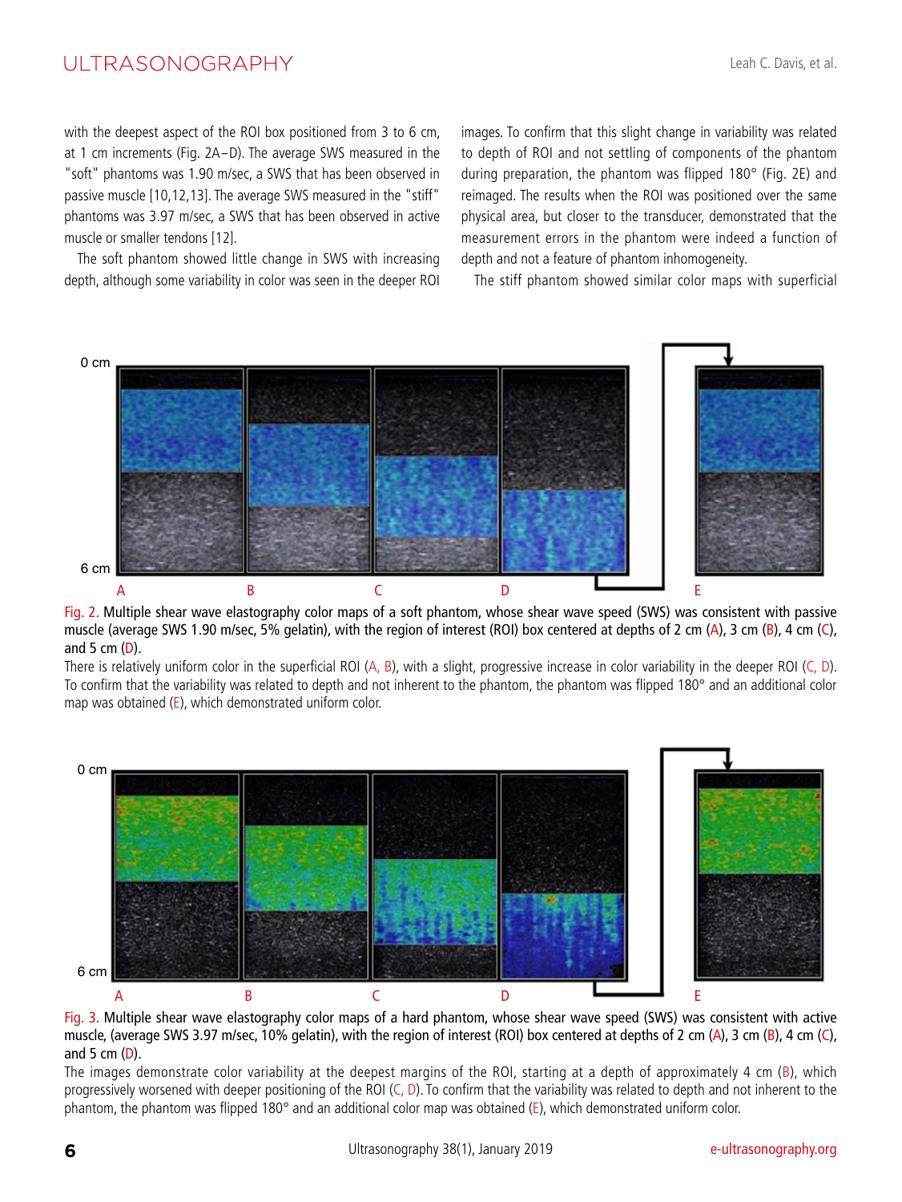with the deepest aspect of the ROI box positioned from 3 to 6 cm, at 1 cm increments (Fig. 2A–D). The average SWS measured in the "soft" phantoms was 1.90 m/sec, a SWS that has been observed in passive muscle [10,12,13]. The average SWS measured in the "stiff" phantoms was 3.97 m/sec, a SWS that has been observed in active muscle or smaller tendons [12].

The soft phantom showed little change in SWS with increasing depth, although some variability in color was seen in the deeper ROI images. To confirm that this slight change in variability was related to depth of ROI and not settling of components of the phantom during preparation, the phantom was flipped 180° (Fig. 2E) and reimaged. The results when the ROI was positioned over the same physical area, but closer to the transducer, demonstrated that the measurement errors in the phantom were indeed a function of depth and not a feature of phantom inhomogeneity.

The stiff phantom showed similar color maps with superficial

Fig. 2. Multiple shear wave elastography color maps of a soft phantom, whose shear wave speed (SWS) was consistent with passive muscle (average SWS 1.90 m/sec, 5% gelatin), with the region of interest (ROI) box centered at depths of 2 cm (A), 3 cm (B), 4 cm (C), and 5 cm (D).
There is relatively uniform color in the superficial ROI (A, B), with a slight, progressive increase in color variability in the deeper ROI (C, D). To confirm that the variability was related to depth and not inherent to the phantom, the phantom was flipped 180° and an additional color map was obtained (E), which demonstrated uniform color.

Fig. 3. Multiple shear wave elastography color maps of a hard phantom, whose shear wave speed (SWS) was consistent with active muscle, (average SWS 3.97 m/sec, 10% gelatin), with the region of interest (ROI) box centered at depths of 2 cm (A), 3 cm (B), 4 cm (C), and 5 cm (D).
The images demonstrate color variability at the deepest margins of the ROI, starting at a depth of approximately 4 cm (B), which progressively worsened with deeper positioning of the ROI (C, D). To confirm that the variability was related to depth and not inherent to the phantom, the phantom was flipped 180° and an additional color map was obtained (E), which demonstrated uniform color.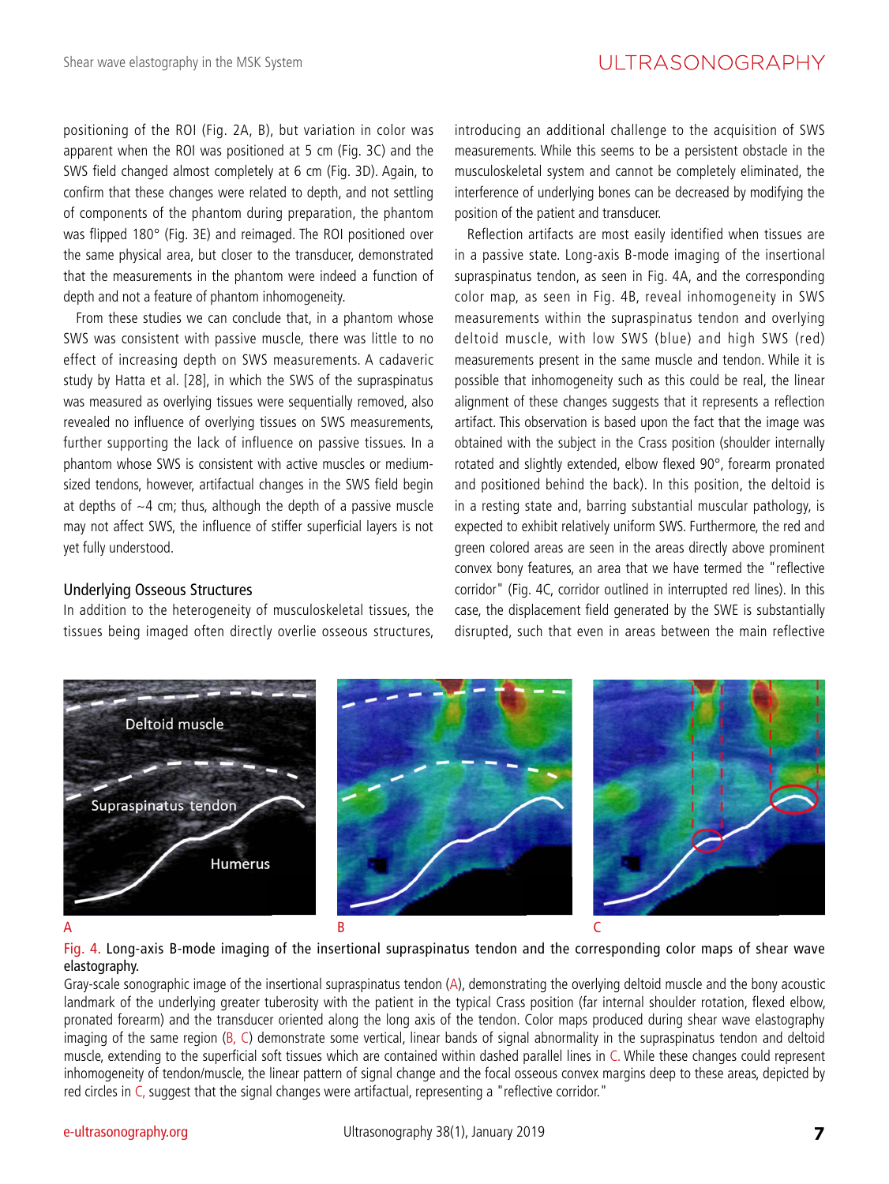positioning of the ROI (Fig. 2A, B), but variation in color was apparent when the ROI was positioned at 5 cm (Fig. 3C) and the SWS field changed almost completely at 6 cm (Fig. 3D). Again, to confirm that these changes were related to depth, and not settling of components of the phantom during preparation, the phantom was flipped 180° (Fig. 3E) and reimaged. The ROI positioned over the same physical area, but closer to the transducer, demonstrated that the measurements in the phantom were indeed a function of depth and not a feature of phantom inhomogeneity.

From these studies we can conclude that, in a phantom whose SWS was consistent with passive muscle, there was little to no effect of increasing depth on SWS measurements. A cadaveric study by Hatta et al. [28], in which the SWS of the supraspinatus was measured as overlying tissues were sequentially removed, also revealed no influence of overlying tissues on SWS measurements, further supporting the lack of influence on passive tissues. In a phantom whose SWS is consistent with active muscles or medium-sized tendons, however, artifactual changes in the SWS field begin at depths of ~4 cm; thus, although the depth of a passive muscle may not affect SWS, the influence of stiffer superficial layers is not yet fully understood.

### Underlying Osseous Structures

In addition to the heterogeneity of musculoskeletal tissues, the tissues being imaged often directly overlie osseous structures, introducing an additional challenge to the acquisition of SWS measurements. While this seems to be a persistent obstacle in the musculoskeletal system and cannot be completely eliminated, the interference of underlying bones can be decreased by modifying the position of the patient and transducer.

Reflection artifacts are most easily identified when tissues are in a passive state. Long-axis B-mode imaging of the insertional supraspinatus tendon, as seen in Fig. 4A, and the corresponding color map, as seen in Fig. 4B, reveal inhomogeneity in SWS measurements within the supraspinatus tendon and overlying deltoid muscle, with low SWS (blue) and high SWS (red) measurements present in the same muscle and tendon. While it is possible that inhomogeneity such as this could be real, the linear alignment of these changes suggests that it represents a reflection artifact. This observation is based upon the fact that the image was obtained with the subject in the Crass position (shoulder internally rotated and slightly extended, elbow flexed 90°, forearm pronated and positioned behind the back). In this position, the deltoid is in a resting state and, barring substantial muscular pathology, is expected to exhibit relatively uniform SWS. Furthermore, the red and green colored areas are seen in the areas directly above prominent convex bony features, an area that we have termed the "reflective corridor" (Fig. 4C, corridor outlined in interrupted red lines). In this case, the displacement field generated by the SWE is substantially disrupted, such that even in areas between the main reflective

Fig. 4. **Long-axis B-mode imaging of the insertional supraspinatus tendon and the corresponding color maps of shear wave elastography.**
Gray-scale sonographic image of the insertional supraspinatus tendon (A), demonstrating the overlying deltoid muscle and the bony acoustic landmark of the underlying greater tuberosity with the patient in the typical Crass position (far internal shoulder rotation, flexed elbow, pronated forearm) and the transducer oriented along the long axis of the tendon. Color maps produced during shear wave elastography imaging of the same region (B, C) demonstrate some vertical, linear bands of signal abnormality in the supraspinatus tendon and deltoid muscle, extending to the superficial soft tissues which are contained within dashed parallel lines in C. While these changes could represent inhomogeneity of tendon/muscle, the linear pattern of signal change and the focal osseous convex margins deep to these areas, depicted by red circles in C, suggest that the signal changes were artifactual, representing a "reflective corridor."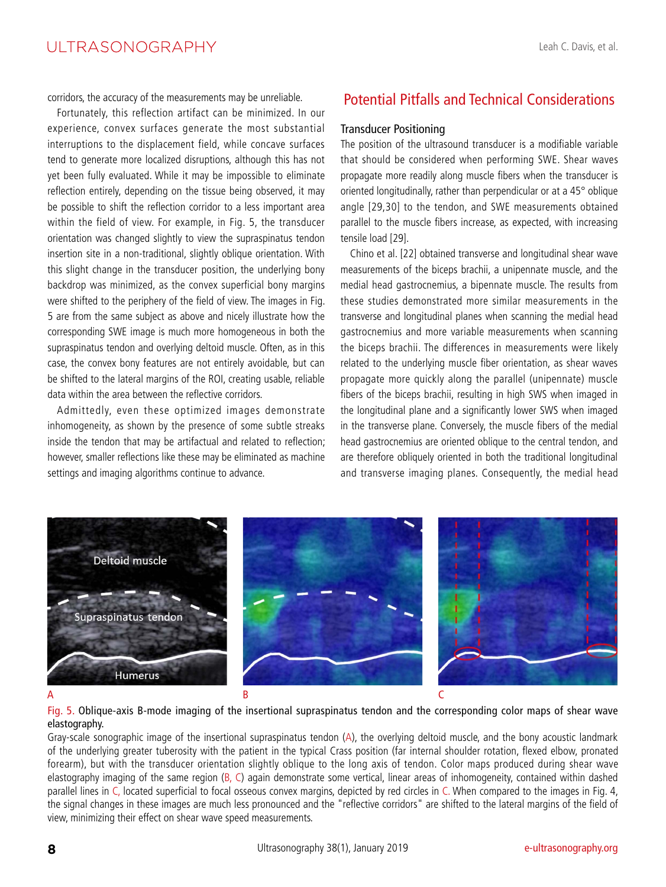corridors, the accuracy of the measurements may be unreliable.

Fortunately, this reflection artifact can be minimized. In our experience, convex surfaces generate the most substantial interruptions to the displacement field, while concave surfaces tend to generate more localized disruptions, although this has not yet been fully evaluated. While it may be impossible to eliminate reflection entirely, depending on the tissue being observed, it may be possible to shift the reflection corridor to a less important area within the field of view. For example, in Fig. 5, the transducer orientation was changed slightly to view the supraspinatus tendon insertion site in a non-traditional, slightly oblique orientation. With this slight change in the transducer position, the underlying bony backdrop was minimized, as the convex superficial bony margins were shifted to the periphery of the field of view. The images in Fig. 5 are from the same subject as above and nicely illustrate how the corresponding SWE image is much more homogeneous in both the supraspinatus tendon and overlying deltoid muscle. Often, as in this case, the convex bony features are not entirely avoidable, but can be shifted to the lateral margins of the ROI, creating usable, reliable data within the area between the reflective corridors.

Admittedly, even these optimized images demonstrate inhomogeneity, as shown by the presence of some subtle streaks inside the tendon that may be artifactual and related to reflection; however, smaller reflections like these may be eliminated as machine settings and imaging algorithms continue to advance.

## Potential Pitfalls and Technical Considerations

### Transducer Positioning

The position of the ultrasound transducer is a modifiable variable that should be considered when performing SWE. Shear waves propagate more readily along muscle fibers when the transducer is oriented longitudinally, rather than perpendicular or at a 45° oblique angle [29,30] to the tendon, and SWE measurements obtained parallel to the muscle fibers increase, as expected, with increasing tensile load [29].

Chino et al. [22] obtained transverse and longitudinal shear wave measurements of the biceps brachii, a unipennate muscle, and the medial head gastrocnemius, a bipennate muscle. The results from these studies demonstrated more similar measurements in the transverse and longitudinal planes when scanning the medial head gastrocnemius and more variable measurements when scanning the biceps brachii. The differences in measurements were likely related to the underlying muscle fiber orientation, as shear waves propagate more quickly along the parallel (unipennate) muscle fibers of the biceps brachii, resulting in high SWS when imaged in the longitudinal plane and a significantly lower SWS when imaged in the transverse plane. Conversely, the muscle fibers of the medial head gastrocnemius are oriented oblique to the central tendon, and are therefore obliquely oriented in both the traditional longitudinal and transverse imaging planes. Consequently, the medial head

Fig. 5. Oblique-axis B-mode imaging of the insertional supraspinatus tendon and the corresponding color maps of shear wave elastography.

Gray-scale sonographic image of the insertional supraspinatus tendon (A), the overlying deltoid muscle, and the bony acoustic landmark of the underlying greater tuberosity with the patient in the typical Crass position (far internal shoulder rotation, flexed elbow, pronated forearm), but with the transducer orientation slightly oblique to the long axis of tendon. Color maps produced during shear wave elastography imaging of the same region (B, C) again demonstrate some vertical, linear areas of inhomogeneity, contained within dashed parallel lines in C, located superficial to focal osseous convex margins, depicted by red circles in C. When compared to the images in Fig. 4, the signal changes in these images are much less pronounced and the "reflective corridors" are shifted to the lateral margins of the field of view, minimizing their effect on shear wave speed measurements.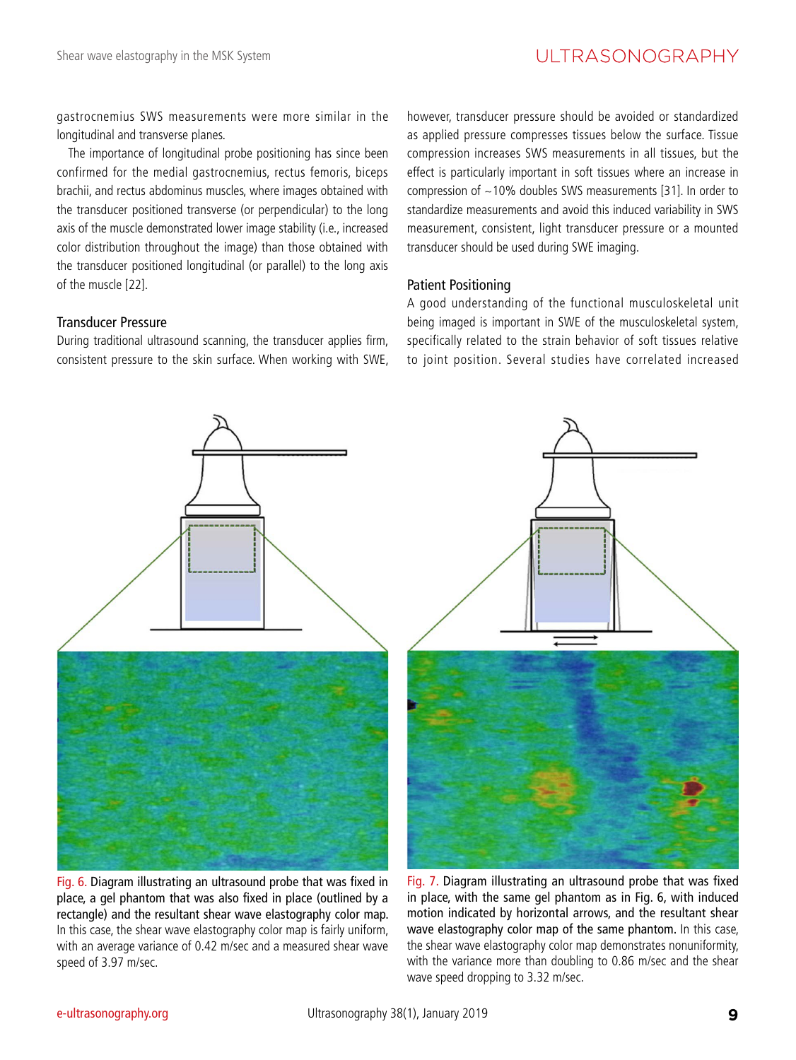gastrocnemius SWS measurements were more similar in the longitudinal and transverse planes.

The importance of longitudinal probe positioning has since been confirmed for the medial gastrocnemius, rectus femoris, biceps brachii, and rectus abdominus muscles, where images obtained with the transducer positioned transverse (or perpendicular) to the long axis of the muscle demonstrated lower image stability (i.e., increased color distribution throughout the image) than those obtained with the transducer positioned longitudinal (or parallel) to the long axis of the muscle [22].

### Transducer Pressure

During traditional ultrasound scanning, the transducer applies firm, consistent pressure to the skin surface. When working with SWE, however, transducer pressure should be avoided or standardized as applied pressure compresses tissues below the surface. Tissue compression increases SWS measurements in all tissues, but the effect is particularly important in soft tissues where an increase in compression of ~10% doubles SWS measurements [31]. In order to standardize measurements and avoid this induced variability in SWS measurement, consistent, light transducer pressure or a mounted transducer should be used during SWE imaging.

### Patient Positioning

A good understanding of the functional musculoskeletal unit being imaged is important in SWE of the musculoskeletal system, specifically related to the strain behavior of soft tissues relative to joint position. Several studies have correlated increased

Fig. 6. Diagram illustrating an ultrasound probe that was fixed in place, a gel phantom that was also fixed in place (outlined by a rectangle) and the resultant shear wave elastography color map. In this case, the shear wave elastography color map is fairly uniform, with an average variance of 0.42 m/sec and a measured shear wave speed of 3.97 m/sec.

Fig. 7. Diagram illustrating an ultrasound probe that was fixed in place, with the same gel phantom as in Fig. 6, with induced motion indicated by horizontal arrows, and the resultant shear wave elastography color map of the same phantom. In this case, the shear wave elastography color map demonstrates nonuniformity, with the variance more than doubling to 0.86 m/sec and the shear wave speed dropping to 3.32 m/sec.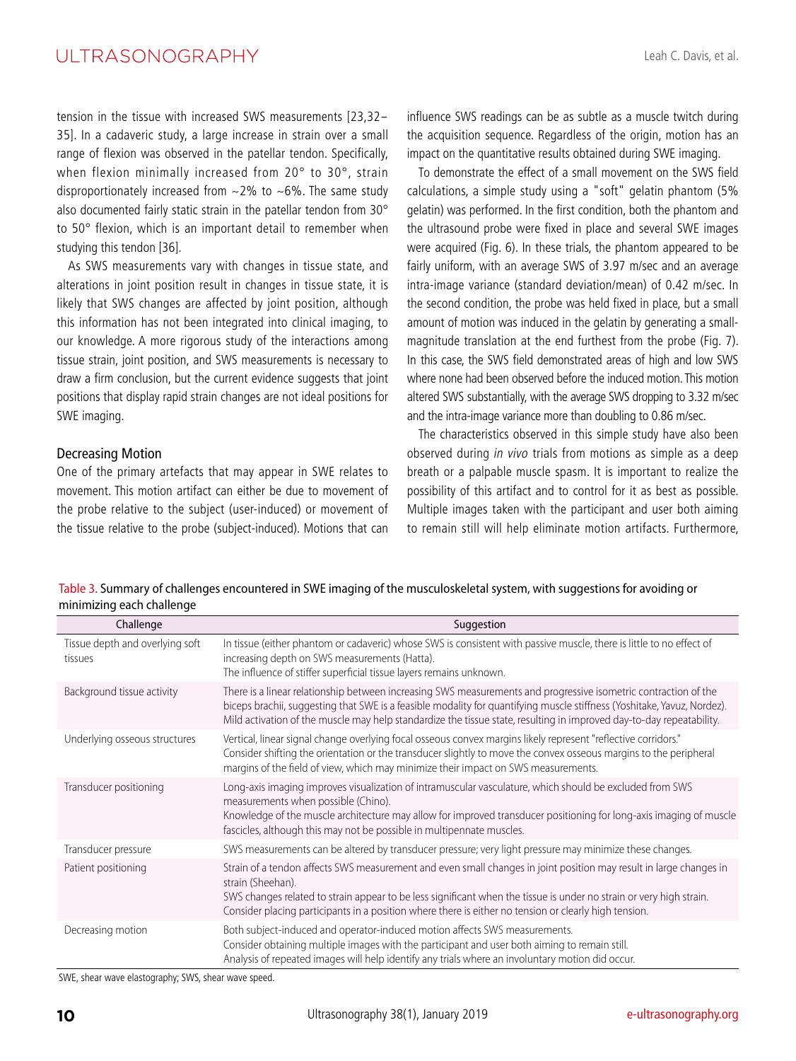tension in the tissue with increased SWS measurements [23,32–35]. In a cadaveric study, a large increase in strain over a small range of flexion was observed in the patellar tendon. Specifically, when flexion minimally increased from 20° to 30°, strain disproportionately increased from ~2% to ~6%. The same study also documented fairly static strain in the patellar tendon from 30° to 50° flexion, which is an important detail to remember when studying this tendon [36].

As SWS measurements vary with changes in tissue state, and alterations in joint position result in changes in tissue state, it is likely that SWS changes are affected by joint position, although this information has not been integrated into clinical imaging, to our knowledge. A more rigorous study of the interactions among tissue strain, joint position, and SWS measurements is necessary to draw a firm conclusion, but the current evidence suggests that joint positions that display rapid strain changes are not ideal positions for SWE imaging.

### Decreasing Motion

One of the primary artefacts that may appear in SWE relates to movement. This motion artifact can either be due to movement of the probe relative to the subject (user-induced) or movement of the tissue relative to the probe (subject-induced). Motions that can influence SWS readings can be as subtle as a muscle twitch during the acquisition sequence. Regardless of the origin, motion has an impact on the quantitative results obtained during SWE imaging.

To demonstrate the effect of a small movement on the SWS field calculations, a simple study using a "soft" gelatin phantom (5% gelatin) was performed. In the first condition, both the phantom and the ultrasound probe were fixed in place and several SWE images were acquired (Fig. 6). In these trials, the phantom appeared to be fairly uniform, with an average SWS of 3.97 m/sec and an average intra-image variance (standard deviation/mean) of 0.42 m/sec. In the second condition, the probe was held fixed in place, but a small amount of motion was induced in the gelatin by generating a small-magnitude translation at the end furthest from the probe (Fig. 7). In this case, the SWS field demonstrated areas of high and low SWS where none had been observed before the induced motion. This motion altered SWS substantially, with the average SWS dropping to 3.32 m/sec and the intra-image variance more than doubling to 0.86 m/sec.

The characteristics observed in this simple study have also been observed during *in vivo* trials from motions as simple as a deep breath or a palpable muscle spasm. It is important to realize the possibility of this artifact and to control for it as best as possible. Multiple images taken with the participant and user both aiming to remain still will help eliminate motion artifacts. Furthermore,

Table 3. Summary of challenges encountered in SWE imaging of the musculoskeletal system, with suggestions for avoiding or minimizing each challenge

| Challenge | Suggestion |
|---|---|
| Tissue depth and overlying soft tissues | In tissue (either phantom or cadaveric) whose SWS is consistent with passive muscle, there is little to no effect of increasing depth on SWS measurements (Hatta).<br>The influence of stiffer superficial tissue layers remains unknown. |
| Background tissue activity | There is a linear relationship between increasing SWS measurements and progressive isometric contraction of the biceps brachii, suggesting that SWE is a feasible modality for quantifying muscle stiffness (Yoshitake, Yavuz, Nordez).<br>Mild activation of the muscle may help standardize the tissue state, resulting in improved day-to-day repeatability. |
| Underlying osseous structures | Vertical, linear signal change overlying focal osseous convex margins likely represent "reflective corridors."<br>Consider shifting the orientation or the transducer slightly to move the convex osseous margins to the peripheral margins of the field of view, which may minimize their impact on SWS measurements. |
| Transducer positioning | Long-axis imaging improves visualization of intramuscular vasculature, which should be excluded from SWS measurements when possible (Chino).<br>Knowledge of the muscle architecture may allow for improved transducer positioning for long-axis imaging of muscle fascicles, although this may not be possible in multipennate muscles. |
| Transducer pressure | SWS measurements can be altered by transducer pressure; very light pressure may minimize these changes. |
| Patient positioning | Strain of a tendon affects SWS measurement and even small changes in joint position may result in large changes in strain (Sheehan).<br>SWS changes related to strain appear to be less significant when the tissue is under no strain or very high strain.<br>Consider placing participants in a position where there is either no tension or clearly high tension. |
| Decreasing motion | Both subject-induced and operator-induced motion affects SWS measurements.<br>Consider obtaining multiple images with the participant and user both aiming to remain still.<br>Analysis of repeated images will help identify any trials where an involuntary motion did occur. |

SWE, shear wave elastography; SWS, shear wave speed.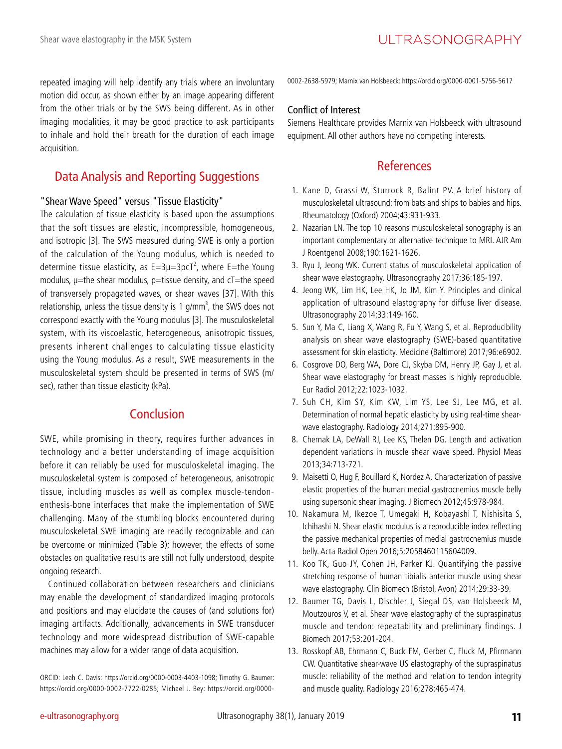repeated imaging will help identify any trials where an involuntary motion did occur, as shown either by an image appearing different from the other trials or by the SWS being different. As in other imaging modalities, it may be good practice to ask participants to inhale and hold their breath for the duration of each image acquisition.

## Data Analysis and Reporting Suggestions

### "Shear Wave Speed" versus "Tissue Elasticity"

The calculation of tissue elasticity is based upon the assumptions that the soft tissues are elastic, incompressible, homogeneous, and isotropic [3]. The SWS measured during SWE is only a portion of the calculation of the Young modulus, which is needed to determine tissue elasticity, as $E=3\mu=3\rho cT^2$, where E=the Young modulus, μ=the shear modulus, ρ=tissue density, and cT=the speed of transversely propagated waves, or shear waves [37]. With this relationship, unless the tissue density is 1 g/mm$^3$, the SWS does not correspond exactly with the Young modulus [3]. The musculoskeletal system, with its viscoelastic, heterogeneous, anisotropic tissues, presents inherent challenges to calculating tissue elasticity using the Young modulus. As a result, SWE measurements in the musculoskeletal system should be presented in terms of SWS (m/sec), rather than tissue elasticity (kPa).

## Conclusion

SWE, while promising in theory, requires further advances in technology and a better understanding of image acquisition before it can reliably be used for musculoskeletal imaging. The musculoskeletal system is composed of heterogeneous, anisotropic tissue, including muscles as well as complex muscle-tendon-enthesis-bone interfaces that make the implementation of SWE challenging. Many of the stumbling blocks encountered during musculoskeletal SWE imaging are readily recognizable and can be overcome or minimized (Table 3); however, the effects of some obstacles on qualitative results are still not fully understood, despite ongoing research.

Continued collaboration between researchers and clinicians may enable the development of standardized imaging protocols and positions and may elucidate the causes of (and solutions for) imaging artifacts. Additionally, advancements in SWE transducer technology and more widespread distribution of SWE-capable machines may allow for a wider range of data acquisition.

ORCID: Leah C. Davis: https://orcid.org/0000-0003-4403-1098; Timothy G. Baumer: https://orcid.org/0000-0002-7722-0285; Michael J. Bey: https://orcid.org/0000-0002-2638-5979; Marnix van Holsbeeck: https://orcid.org/0000-0001-5756-5617

### Conflict of Interest

Siemens Healthcare provides Marnix van Holsbeeck with ultrasound equipment. All other authors have no competing interests.

## References

1. Kane D, Grassi W, Sturrock R, Balint PV. A brief history of musculoskeletal ultrasound: from bats and ships to babies and hips. Rheumatology (Oxford) 2004;43:931-933.
2. Nazarian LN. The top 10 reasons musculoskeletal sonography is an important complementary or alternative technique to MRI. AJR Am J Roentgenol 2008;190:1621-1626.
3. Ryu J, Jeong WK. Current status of musculoskeletal application of shear wave elastography. Ultrasonography 2017;36:185-197.
4. Jeong WK, Lim HK, Lee HK, Jo JM, Kim Y. Principles and clinical application of ultrasound elastography for diffuse liver disease. Ultrasonography 2014;33:149-160.
5. Sun Y, Ma C, Liang X, Wang R, Fu Y, Wang S, et al. Reproducibility analysis on shear wave elastography (SWE)-based quantitative assessment for skin elasticity. Medicine (Baltimore) 2017;96:e6902.
6. Cosgrove DO, Berg WA, Dore CJ, Skyba DM, Henry JP, Gay J, et al. Shear wave elastography for breast masses is highly reproducible. Eur Radiol 2012;22:1023-1032.
7. Suh CH, Kim SY, Kim KW, Lim YS, Lee SJ, Lee MG, et al. Determination of normal hepatic elasticity by using real-time shear-wave elastography. Radiology 2014;271:895-900.
8. Chernak LA, DeWall RJ, Lee KS, Thelen DG. Length and activation dependent variations in muscle shear wave speed. Physiol Meas 2013;34:713-721.
9. Maisetti O, Hug F, Bouillard K, Nordez A. Characterization of passive elastic properties of the human medial gastrocnemius muscle belly using supersonic shear imaging. J Biomech 2012;45:978-984.
10. Nakamura M, Ikezoe T, Umegaki H, Kobayashi T, Nishisita S, Ichihashi N. Shear elastic modulus is a reproducible index reflecting the passive mechanical properties of medial gastrocnemius muscle belly. Acta Radiol Open 2016;5:2058460115604009.
11. Koo TK, Guo JY, Cohen JH, Parker KJ. Quantifying the passive stretching response of human tibialis anterior muscle using shear wave elastography. Clin Biomech (Bristol, Avon) 2014;29:33-39.
12. Baumer TG, Davis L, Dischler J, Siegal DS, van Holsbeeck M, Moutzouros V, et al. Shear wave elastography of the supraspinatus muscle and tendon: repeatability and preliminary findings. J Biomech 2017;53:201-204.
13. Rosskopf AB, Ehrmann C, Buck FM, Gerber C, Fluck M, Pfirrmann CW. Quantitative shear-wave US elastography of the supraspinatus muscle: reliability of the method and relation to tendon integrity and muscle quality. Radiology 2016;278:465-474.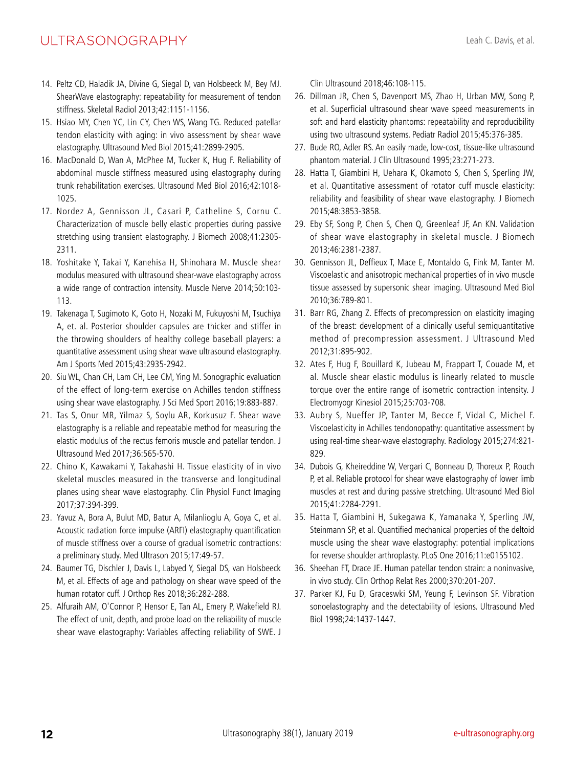14. Peltz CD, Haladik JA, Divine G, Siegal D, van Holsbeeck M, Bey MJ. ShearWave elastography: repeatability for measurement of tendon stiffness. Skeletal Radiol 2013;42:1151-1156.
15. Hsiao MY, Chen YC, Lin CY, Chen WS, Wang TG. Reduced patellar tendon elasticity with aging: in vivo assessment by shear wave elastography. Ultrasound Med Biol 2015;41:2899-2905.
16. MacDonald D, Wan A, McPhee M, Tucker K, Hug F. Reliability of abdominal muscle stiffness measured using elastography during trunk rehabilitation exercises. Ultrasound Med Biol 2016;42:1018-1025.
17. Nordez A, Gennisson JL, Casari P, Catheline S, Cornu C. Characterization of muscle belly elastic properties during passive stretching using transient elastography. J Biomech 2008;41:2305-2311.
18. Yoshitake Y, Takai Y, Kanehisa H, Shinohara M. Muscle shear modulus measured with ultrasound shear-wave elastography across a wide range of contraction intensity. Muscle Nerve 2014;50:103-113.
19. Takenaga T, Sugimoto K, Goto H, Nozaki M, Fukuyoshi M, Tsuchiya A, et. al. Posterior shoulder capsules are thicker and stiffer in the throwing shoulders of healthy college baseball players: a quantitative assessment using shear wave ultrasound elastography. Am J Sports Med 2015;43:2935-2942.
20. Siu WL, Chan CH, Lam CH, Lee CM, Ying M. Sonographic evaluation of the effect of long-term exercise on Achilles tendon stiffness using shear wave elastography. J Sci Med Sport 2016;19:883-887.
21. Tas S, Onur MR, Yilmaz S, Soylu AR, Korkusuz F. Shear wave elastography is a reliable and repeatable method for measuring the elastic modulus of the rectus femoris muscle and patellar tendon. J Ultrasound Med 2017;36:565-570.
22. Chino K, Kawakami Y, Takahashi H. Tissue elasticity of in vivo skeletal muscles measured in the transverse and longitudinal planes using shear wave elastography. Clin Physiol Funct Imaging 2017;37:394-399.
23. Yavuz A, Bora A, Bulut MD, Batur A, Milanlioglu A, Goya C, et al. Acoustic radiation force impulse (ARFI) elastography quantification of muscle stiffness over a course of gradual isometric contractions: a preliminary study. Med Ultrason 2015;17:49-57.
24. Baumer TG, Dischler J, Davis L, Labyed Y, Siegal DS, van Holsbeeck M, et al. Effects of age and pathology on shear wave speed of the human rotator cuff. J Orthop Res 2018;36:282-288.
25. Alfuraih AM, O'Connor P, Hensor E, Tan AL, Emery P, Wakefield RJ. The effect of unit, depth, and probe load on the reliability of muscle shear wave elastography: Variables affecting reliability of SWE. J Clin Ultrasound 2018;46:108-115.
26. Dillman JR, Chen S, Davenport MS, Zhao H, Urban MW, Song P, et al. Superficial ultrasound shear wave speed measurements in soft and hard elasticity phantoms: repeatability and reproducibility using two ultrasound systems. Pediatr Radiol 2015;45:376-385.
27. Bude RO, Adler RS. An easily made, low-cost, tissue-like ultrasound phantom material. J Clin Ultrasound 1995;23:271-273.
28. Hatta T, Giambini H, Uehara K, Okamoto S, Chen S, Sperling JW, et al. Quantitative assessment of rotator cuff muscle elasticity: reliability and feasibility of shear wave elastography. J Biomech 2015;48:3853-3858.
29. Eby SF, Song P, Chen S, Chen Q, Greenleaf JF, An KN. Validation of shear wave elastography in skeletal muscle. J Biomech 2013;46:2381-2387.
30. Gennisson JL, Deffieux T, Mace E, Montaldo G, Fink M, Tanter M. Viscoelastic and anisotropic mechanical properties of in vivo muscle tissue assessed by supersonic shear imaging. Ultrasound Med Biol 2010;36:789-801.
31. Barr RG, Zhang Z. Effects of precompression on elasticity imaging of the breast: development of a clinically useful semiquantitative method of precompression assessment. J Ultrasound Med 2012;31:895-902.
32. Ates F, Hug F, Bouillard K, Jubeau M, Frappart T, Couade M, et al. Muscle shear elastic modulus is linearly related to muscle torque over the entire range of isometric contraction intensity. J Electromyogr Kinesiol 2015;25:703-708.
33. Aubry S, Nueffer JP, Tanter M, Becce F, Vidal C, Michel F. Viscoelasticity in Achilles tendonopathy: quantitative assessment by using real-time shear-wave elastography. Radiology 2015;274:821-829.
34. Dubois G, Kheireddine W, Vergari C, Bonneau D, Thoreux P, Rouch P, et al. Reliable protocol for shear wave elastography of lower limb muscles at rest and during passive stretching. Ultrasound Med Biol 2015;41:2284-2291.
35. Hatta T, Giambini H, Sukegawa K, Yamanaka Y, Sperling JW, Steinmann SP, et al. Quantified mechanical properties of the deltoid muscle using the shear wave elastography: potential implications for reverse shoulder arthroplasty. PLoS One 2016;11:e0155102.
36. Sheehan FT, Drace JE. Human patellar tendon strain: a noninvasive, in vivo study. Clin Orthop Relat Res 2000;370:201-207.
37. Parker KJ, Fu D, Graceswki SM, Yeung F, Levinson SF. Vibration sonoelastography and the detectability of lesions. Ultrasound Med Biol 1998;24:1437-1447.